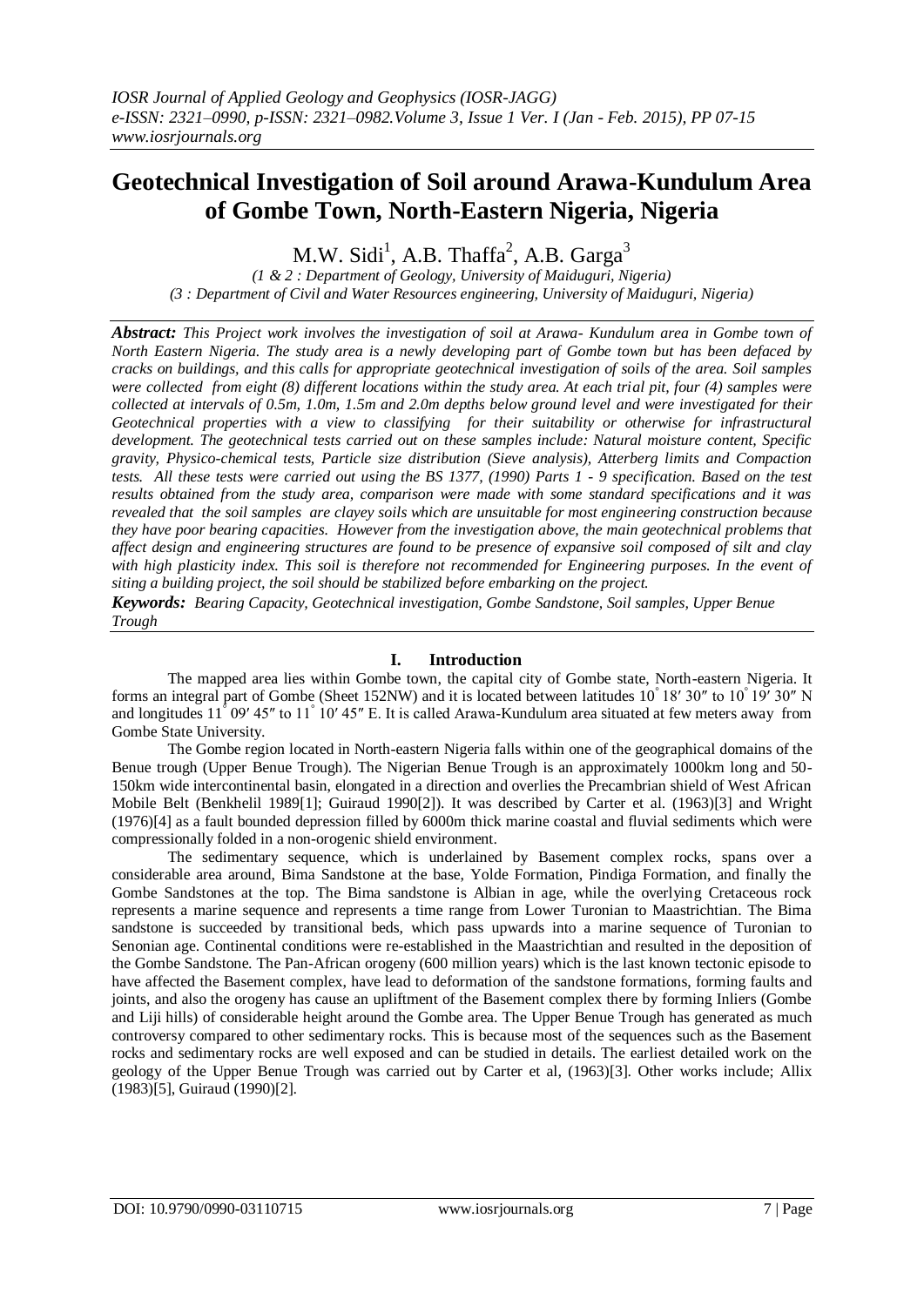# Geotechnical Investigation of Soil around Arawa-Kundulum Area of Gombe Town, North-Eastern Nigeria, Nigeria

M.W. Sidi[1], A.B. Thaffa[2], A.B. Garga[3]

*(1 & 2 : Department of Geology, University of Maiduguri, Nigeria)*
*(3 : Department of Civil and Water Resources engineering, University of Maiduguri, Nigeria)*

***Abstract:*** ***This Project work involves the investigation of soil at Arawa- Kundulum area in Gombe town of North Eastern Nigeria. The study area is a newly developing part of Gombe town but has been defaced by cracks on buildings, and this calls for appropriate geotechnical investigation of soils of the area. Soil samples were collected from eight (8) different locations within the study area. At each trial pit, four (4) samples were collected at intervals of 0.5m, 1.0m, 1.5m and 2.0m depths below ground level and were investigated for their Geotechnical properties with a view to classifying for their suitability or otherwise for infrastructural development. The geotechnical tests carried out on these samples include: Natural moisture content, Specific gravity, Physico-chemical tests, Particle size distribution (Sieve analysis), Atterberg limits and Compaction tests. All these tests were carried out using the BS 1377, (1990) Parts 1 - 9 specification. Based on the test results obtained from the study area, comparison were made with some standard specifications and it was revealed that the soil samples are clayey soils which are unsuitable for most engineering construction because they have poor bearing capacities. However from the investigation above, the main geotechnical problems that affect design and engineering structures are found to be presence of expansive soil composed of silt and clay with high plasticity index. This soil is therefore not recommended for Engineering purposes. In the event of siting a building project, the soil should be stabilized before embarking on the project.***

***Keywords:*** ***Bearing Capacity, Geotechnical investigation, Gombe Sandstone, Soil samples, Upper Benue Trough***

## I. Introduction

The mapped area lies within Gombe town, the capital city of Gombe state, North-eastern Nigeria. It forms an integral part of Gombe (Sheet 152NW) and it is located between latitudes 10° 18′ 30″ to 10° 19′ 30″ N and longitudes 11° 09′ 45″ to 11° 10′ 45″ E. It is called Arawa-Kundulum area situated at few meters away from Gombe State University.

The Gombe region located in North-eastern Nigeria falls within one of the geographical domains of the Benue trough (Upper Benue Trough). The Nigerian Benue Trough is an approximately 1000km long and 50-150km wide intercontinental basin, elongated in a direction and overlies the Precambrian shield of West African Mobile Belt (Benkhelil 1989[1]; Guiraud 1990[2]). It was described by Carter et al. (1963)[3] and Wright (1976)[4] as a fault bounded depression filled by 6000m thick marine coastal and fluvial sediments which were compressionally folded in a non-orogenic shield environment.

The sedimentary sequence, which is underlained by Basement complex rocks, spans over a considerable area around, Bima Sandstone at the base, Yolde Formation, Pindiga Formation, and finally the Gombe Sandstones at the top. The Bima sandstone is Albian in age, while the overlying Cretaceous rock represents a marine sequence and represents a time range from Lower Turonian to Maastrichtian. The Bima sandstone is succeeded by transitional beds, which pass upwards into a marine sequence of Turonian to Senonian age. Continental conditions were re-established in the Maastrichtian and resulted in the deposition of the Gombe Sandstone. The Pan-African orogeny (600 million years) which is the last known tectonic episode to have affected the Basement complex, have lead to deformation of the sandstone formations, forming faults and joints, and also the orogeny has cause an upliftment of the Basement complex there by forming Inliers (Gombe and Liji hills) of considerable height around the Gombe area. The Upper Benue Trough has generated as much controversy compared to other sedimentary rocks. This is because most of the sequences such as the Basement rocks and sedimentary rocks are well exposed and can be studied in details. The earliest detailed work on the geology of the Upper Benue Trough was carried out by Carter et al, (1963)[3]. Other works include; Allix (1983)[5], Guiraud (1990)[2].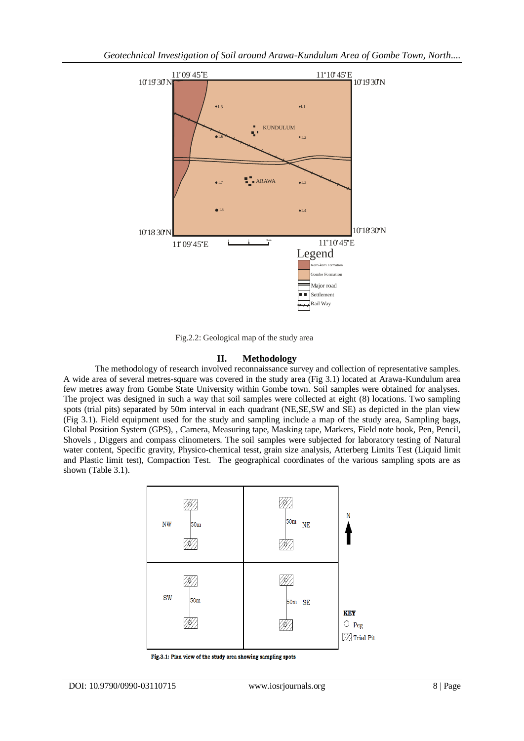Fig.2.2: Geological map of the study area

## II. Methodology

The methodology of research involved reconnaissance survey and collection of representative samples. A wide area of several metres-square was covered in the study area (Fig 3.1) located at Arawa-Kundulum area few metres away from Gombe State University within Gombe town. Soil samples were obtained for analyses. The project was designed in such a way that soil samples were collected at eight (8) locations. Two sampling spots (trial pits) separated by 50m interval in each quadrant (NE,SE,SW and SE) as depicted in the plan view (Fig 3.1). Field equipment used for the study and sampling include a map of the study area, Sampling bags, Global Position System (GPS), , Camera, Measuring tape, Masking tape, Markers, Field note book, Pen, Pencil, Shovels , Diggers and compass clinometers. The soil samples were subjected for laboratory testing of Natural water content, Specific gravity, Physico-chemical tesst, grain size analysis, Atterberg Limits Test (Liquid limit and Plastic limit test), Compaction Test. The geographical coordinates of the various sampling spots are as shown (Table 3.1).

**Fig.3.1: Plan view of the study area showing sampling spots**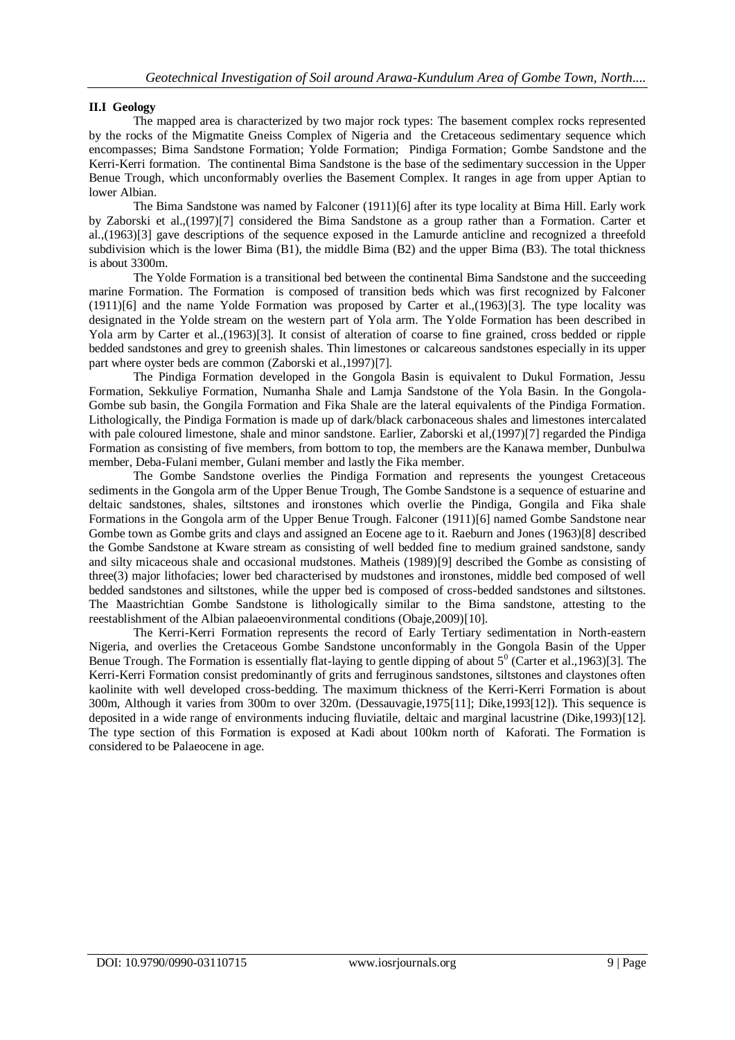### II.I Geology

The mapped area is characterized by two major rock types: The basement complex rocks represented by the rocks of the Migmatite Gneiss Complex of Nigeria and the Cretaceous sedimentary sequence which encompasses; Bima Sandstone Formation; Yolde Formation; Pindiga Formation; Gombe Sandstone and the Kerri-Kerri formation. The continental Bima Sandstone is the base of the sedimentary succession in the Upper Benue Trough, which unconformably overlies the Basement Complex. It ranges in age from upper Aptian to lower Albian.

The Bima Sandstone was named by Falconer (1911)[6] after its type locality at Bima Hill. Early work by Zaborski et al.,(1997)[7] considered the Bima Sandstone as a group rather than a Formation. Carter et al.,(1963)[3] gave descriptions of the sequence exposed in the Lamurde anticline and recognized a threefold subdivision which is the lower Bima (B1), the middle Bima (B2) and the upper Bima (B3). The total thickness is about 3300m.

The Yolde Formation is a transitional bed between the continental Bima Sandstone and the succeeding marine Formation. The Formation is composed of transition beds which was first recognized by Falconer (1911)[6] and the name Yolde Formation was proposed by Carter et al.,(1963)[3]. The type locality was designated in the Yolde stream on the western part of Yola arm. The Yolde Formation has been described in Yola arm by Carter et al.,(1963)[3]. It consist of alteration of coarse to fine grained, cross bedded or ripple bedded sandstones and grey to greenish shales. Thin limestones or calcareous sandstones especially in its upper part where oyster beds are common (Zaborski et al.,1997)[7].

The Pindiga Formation developed in the Gongola Basin is equivalent to Dukul Formation, Jessu Formation, Sekkuliye Formation, Numanha Shale and Lamja Sandstone of the Yola Basin. In the Gongola-Gombe sub basin, the Gongila Formation and Fika Shale are the lateral equivalents of the Pindiga Formation. Lithologically, the Pindiga Formation is made up of dark/black carbonaceous shales and limestones intercalated with pale coloured limestone, shale and minor sandstone. Earlier, Zaborski et al,(1997)[7] regarded the Pindiga Formation as consisting of five members, from bottom to top, the members are the Kanawa member, Dunbulwa member, Deba-Fulani member, Gulani member and lastly the Fika member.

The Gombe Sandstone overlies the Pindiga Formation and represents the youngest Cretaceous sediments in the Gongola arm of the Upper Benue Trough, The Gombe Sandstone is a sequence of estuarine and deltaic sandstones, shales, siltstones and ironstones which overlie the Pindiga, Gongila and Fika shale Formations in the Gongola arm of the Upper Benue Trough. Falconer (1911)[6] named Gombe Sandstone near Gombe town as Gombe grits and clays and assigned an Eocene age to it. Raeburn and Jones (1963)[8] described the Gombe Sandstone at Kware stream as consisting of well bedded fine to medium grained sandstone, sandy and silty micaceous shale and occasional mudstones. Matheis (1989)[9] described the Gombe as consisting of three(3) major lithofacies; lower bed characterised by mudstones and ironstones, middle bed composed of well bedded sandstones and siltstones, while the upper bed is composed of cross-bedded sandstones and siltstones. The Maastrichtian Gombe Sandstone is lithologically similar to the Bima sandstone, attesting to the reestablishment of the Albian palaeoenvironmental conditions (Obaje,2009)[10].

The Kerri-Kerri Formation represents the record of Early Tertiary sedimentation in North-eastern Nigeria, and overlies the Cretaceous Gombe Sandstone unconformably in the Gongola Basin of the Upper Benue Trough. The Formation is essentially flat-laying to gentle dipping of about $5^0$ (Carter et al.,1963)[3]. The Kerri-Kerri Formation consist predominantly of grits and ferruginous sandstones, siltstones and claystones often kaolinite with well developed cross-bedding. The maximum thickness of the Kerri-Kerri Formation is about 300m, Although it varies from 300m to over 320m. (Dessauvagie,1975[11]; Dike,1993[12]). This sequence is deposited in a wide range of environments inducing fluviatile, deltaic and marginal lacustrine (Dike,1993)[12]. The type section of this Formation is exposed at Kadi about 100km north of Kaforati. The Formation is considered to be Palaeocene in age.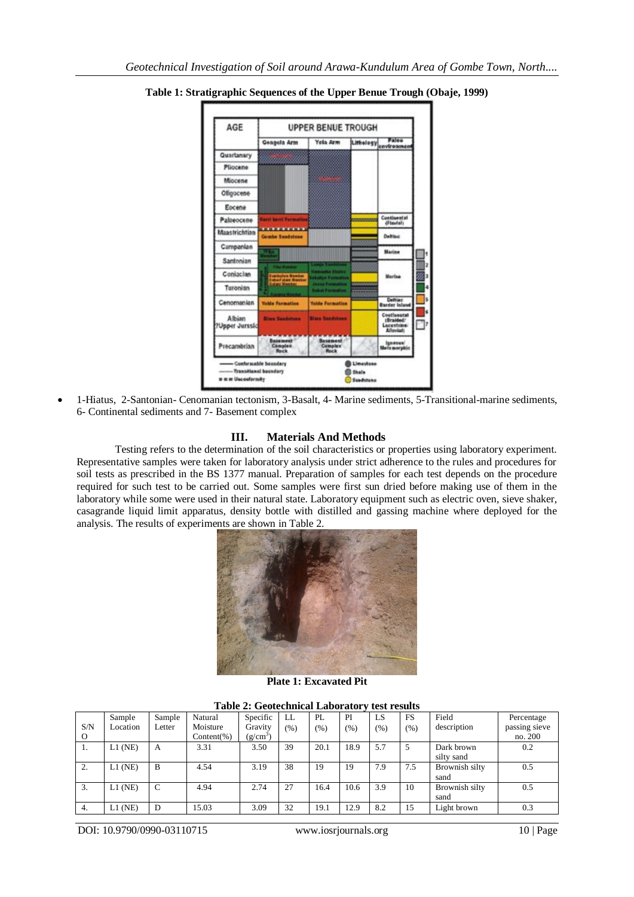**Table 1: Stratigraphic Sequences of the Upper Benue Trough (Obaje, 1999)**

- 1-Hiatus, 2-Santonian- Cenomanian tectonism, 3-Basalt, 4- Marine sediments, 5-Transitional-marine sediments, 6- Continental sediments and 7- Basement complex

## III. Materials And Methods

Testing refers to the determination of the soil characteristics or properties using laboratory experiment. Representative samples were taken for laboratory analysis under strict adherence to the rules and procedures for soil tests as prescribed in the BS 1377 manual. Preparation of samples for each test depends on the procedure required for such test to be carried out. Some samples were first sun dried before making use of them in the laboratory while some were used in their natural state. Laboratory equipment such as electric oven, sieve shaker, casagrande liquid limit apparatus, density bottle with distilled and gassing machine where deployed for the analysis. The results of experiments are shown in Table 2.

**Plate 1: Excavated Pit**

**Table 2: Geotechnical Laboratory test results**

| S/NO | Sample Location | Sample Letter | Natural Moisture Content(%) | Specific Gravity ($g/cm^3$) | LL (%) | PL (%) | PI (%) | LS (%) | FS (%) | Field description | Percentage passing sieve no. 200 |
|---|---|---|---|---|---|---|---|---|---|---|---|
| 1. | L1 (NE) | A | 3.31 | 3.50 | 39 | 20.1 | 18.9 | 5.7 | 5 | Dark brown silty sand | 0.2 |
| 2. | L1 (NE) | B | 4.54 | 3.19 | 38 | 19 | 19 | 7.9 | 7.5 | Brownish silty sand | 0.5 |
| 3. | L1 (NE) | C | 4.94 | 2.74 | 27 | 16.4 | 10.6 | 3.9 | 10 | Brownish silty sand | 0.5 |
| 4. | L1 (NE) | D | 15.03 | 3.09 | 32 | 19.1 | 12.9 | 8.2 | 15 | Light brown | 0.3 |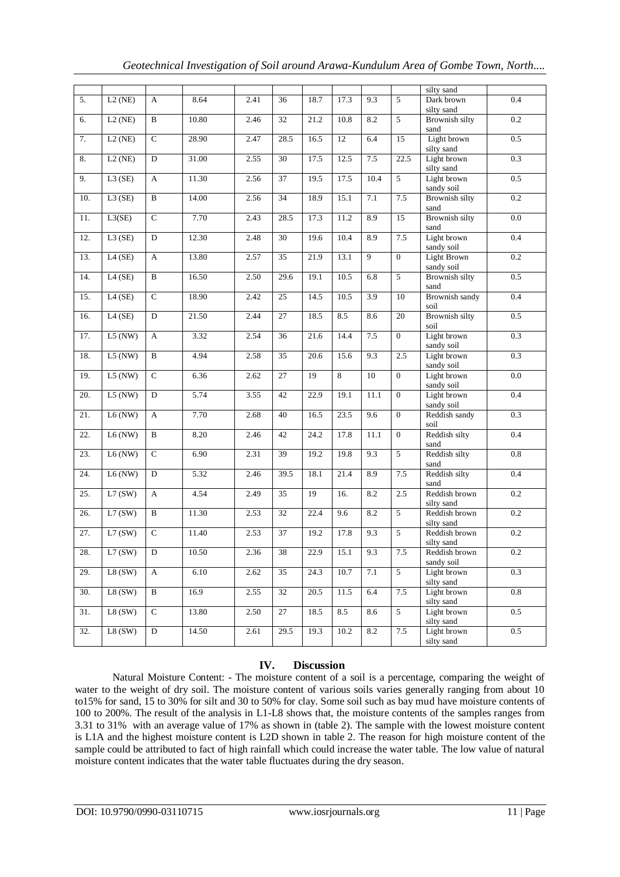|  |  |  |  |  |  |  |  |  |  | silty sand |  |
|---|---|---|---|---|---|---|---|---|---|---|---|
| 5. | L2 (NE) | A | 8.64 | 2.41 | 36 | 18.7 | 17.3 | 9.3 | 5 | Dark brown silty sand | 0.4 |
| 6. | L2 (NE) | B | 10.80 | 2.46 | 32 | 21.2 | 10.8 | 8.2 | 5 | Brownish silty sand | 0.2 |
| 7. | L2 (NE) | C | 28.90 | 2.47 | 28.5 | 16.5 | 12 | 6.4 | 15 | Light brown silty sand | 0.5 |
| 8. | L2 (NE) | D | 31.00 | 2.55 | 30 | 17.5 | 12.5 | 7.5 | 22.5 | Light brown silty sand | 0.3 |
| 9. | L3 (SE) | A | 11.30 | 2.56 | 37 | 19.5 | 17.5 | 10.4 | 5 | Light brown sandy soil | 0.5 |
| 10. | L3 (SE) | B | 14.00 | 2.56 | 34 | 18.9 | 15.1 | 7.1 | 7.5 | Brownish silty sand | 0.2 |
| 11. | L3(SE) | C | 7.70 | 2.43 | 28.5 | 17.3 | 11.2 | 8.9 | 15 | Brownish silty sand | 0.0 |
| 12. | L3 (SE) | D | 12.30 | 2.48 | 30 | 19.6 | 10.4 | 8.9 | 7.5 | Light brown sandy soil | 0.4 |
| 13. | L4 (SE) | A | 13.80 | 2.57 | 35 | 21.9 | 13.1 | 9 | 0 | Light Brown sandy soil | 0.2 |
| 14. | L4 (SE) | B | 16.50 | 2.50 | 29.6 | 19.1 | 10.5 | 6.8 | 5 | Brownish silty sand | 0.5 |
| 15. | L4 (SE) | C | 18.90 | 2.42 | 25 | 14.5 | 10.5 | 3.9 | 10 | Brownish sandy soil | 0.4 |
| 16. | L4 (SE) | D | 21.50 | 2.44 | 27 | 18.5 | 8.5 | 8.6 | 20 | Brownish silty soil | 0.5 |
| 17. | L5 (NW) | A | 3.32 | 2.54 | 36 | 21.6 | 14.4 | 7.5 | 0 | Light brown sandy soil | 0.3 |
| 18. | L5 (NW) | B | 4.94 | 2.58 | 35 | 20.6 | 15.6 | 9.3 | 2.5 | Light brown sandy soil | 0.3 |
| 19. | L5 (NW) | C | 6.36 | 2.62 | 27 | 19 | 8 | 10 | 0 | Light brown sandy soil | 0.0 |
| 20. | L5 (NW) | D | 5.74 | 3.55 | 42 | 22.9 | 19.1 | 11.1 | 0 | Light brown sandy soil | 0.4 |
| 21. | L6 (NW) | A | 7.70 | 2.68 | 40 | 16.5 | 23.5 | 9.6 | 0 | Reddish sandy soil | 0.3 |
| 22. | L6 (NW) | B | 8.20 | 2.46 | 42 | 24.2 | 17.8 | 11.1 | 0 | Reddish silty sand | 0.4 |
| 23. | L6 (NW) | C | 6.90 | 2.31 | 39 | 19.2 | 19.8 | 9.3 | 5 | Reddish silty sand | 0.8 |
| 24. | L6 (NW) | D | 5.32 | 2.46 | 39.5 | 18.1 | 21.4 | 8.9 | 7.5 | Reddish silty sand | 0.4 |
| 25. | L7 (SW) | A | 4.54 | 2.49 | 35 | 19 | 16. | 8.2 | 2.5 | Reddish brown silty sand | 0.2 |
| 26. | L7 (SW) | B | 11.30 | 2.53 | 32 | 22.4 | 9.6 | 8.2 | 5 | Reddish brown silty sand | 0.2 |
| 27. | L7 (SW) | C | 11.40 | 2.53 | 37 | 19.2 | 17.8 | 9.3 | 5 | Reddish brown silty sand | 0.2 |
| 28. | L7 (SW) | D | 10.50 | 2.36 | 38 | 22.9 | 15.1 | 9.3 | 7.5 | Reddish brown sandy soil | 0.2 |
| 29. | L8 (SW) | A | 6.10 | 2.62 | 35 | 24.3 | 10.7 | 7.1 | 5 | Light brown silty sand | 0.3 |
| 30. | L8 (SW) | B | 16.9 | 2.55 | 32 | 20.5 | 11.5 | 6.4 | 7.5 | Light brown silty sand | 0.8 |
| 31. | L8 (SW) | C | 13.80 | 2.50 | 27 | 18.5 | 8.5 | 8.6 | 5 | Light brown silty sand | 0.5 |
| 32. | L8 (SW) | D | 14.50 | 2.61 | 29.5 | 19.3 | 10.2 | 8.2 | 7.5 | Light brown silty sand | 0.5 |

## IV. Discussion

Natural Moisture Content: - The moisture content of a soil is a percentage, comparing the weight of water to the weight of dry soil. The moisture content of various soils varies generally ranging from about 10 to15% for sand, 15 to 30% for silt and 30 to 50% for clay. Some soil such as bay mud have moisture contents of 100 to 200%. The result of the analysis in L1-L8 shows that, the moisture contents of the samples ranges from 3.31 to 31% with an average value of 17% as shown in (table 2). The sample with the lowest moisture content is L1A and the highest moisture content is L2D shown in table 2. The reason for high moisture content of the sample could be attributed to fact of high rainfall which could increase the water table. The low value of natural moisture content indicates that the water table fluctuates during the dry season.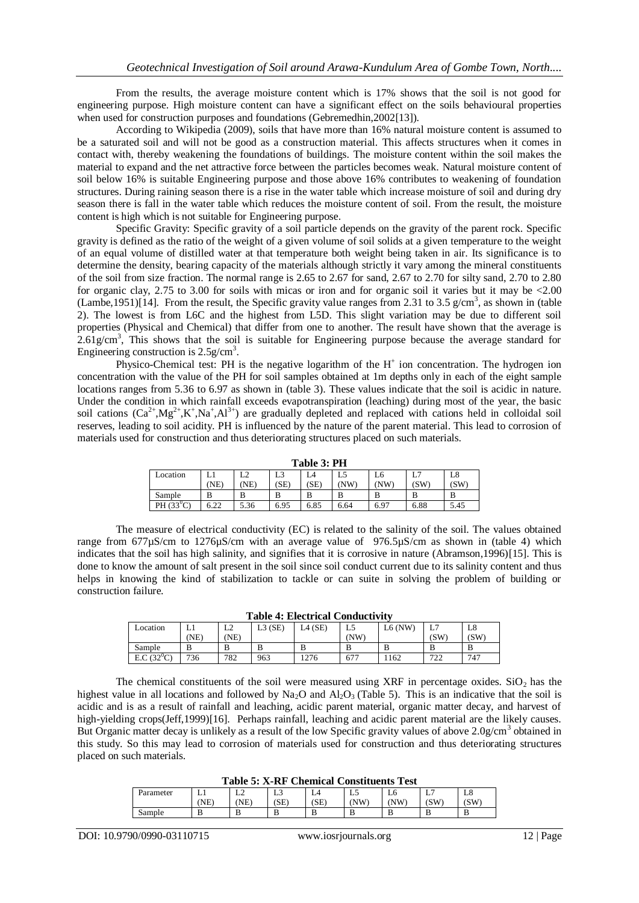From the results, the average moisture content which is 17% shows that the soil is not good for engineering purpose. High moisture content can have a significant effect on the soils behavioural properties when used for construction purposes and foundations (Gebremedhin,2002[13]).

According to Wikipedia (2009), soils that have more than 16% natural moisture content is assumed to be a saturated soil and will not be good as a construction material. This affects structures when it comes in contact with, thereby weakening the foundations of buildings. The moisture content within the soil makes the material to expand and the net attractive force between the particles becomes weak. Natural moisture content of soil below 16% is suitable Engineering purpose and those above 16% contributes to weakening of foundation structures. During raining season there is a rise in the water table which increase moisture of soil and during dry season there is fall in the water table which reduces the moisture content of soil. From the result, the moisture content is high which is not suitable for Engineering purpose.

Specific Gravity: Specific gravity of a soil particle depends on the gravity of the parent rock. Specific gravity is defined as the ratio of the weight of a given volume of soil solids at a given temperature to the weight of an equal volume of distilled water at that temperature both weight being taken in air. Its significance is to determine the density, bearing capacity of the materials although strictly it vary among the mineral constituents of the soil from size fraction. The normal range is 2.65 to 2.67 for sand, 2.67 to 2.70 for silty sand, 2.70 to 2.80 for organic clay, 2.75 to 3.00 for soils with micas or iron and for organic soil it varies but it may be <2.00 (Lambe,1951)[14]. From the result, the Specific gravity value ranges from 2.31 to 3.5 $g/cm^3$, as shown in (table 2). The lowest is from L6C and the highest from L5D. This slight variation may be due to different soil properties (Physical and Chemical) that differ from one to another. The result have shown that the average is 2.61$g/cm^3$, This shows that the soil is suitable for Engineering purpose because the average standard for Engineering construction is 2.5$g/cm^3$.

Physico-Chemical test: PH is the negative logarithm of the $H^+$ ion concentration. The hydrogen ion concentration with the value of the PH for soil samples obtained at 1m depths only in each of the eight sample locations ranges from 5.36 to 6.97 as shown in (table 3). These values indicate that the soil is acidic in nature. Under the condition in which rainfall exceeds evapotranspiration (leaching) during most of the year, the basic soil cations ($Ca^{2+}$,$Mg^{2+}$,$K^+$,$Na^+$,$Al^{3+}$) are gradually depleted and replaced with cations held in colloidal soil reserves, leading to soil acidity. PH is influenced by the nature of the parent material. This lead to corrosion of materials used for construction and thus deteriorating structures placed on such materials.

**Table 3: PH**

| Location | L1 (NE) | L2 (NE) | L3 (SE) | L4 (SE) | L5 (NW) | L6 (NW) | L7 (SW) | L8 (SW) |
|---|---|---|---|---|---|---|---|---|
| Sample | B | B | B | B | B | B | B | B |
| PH (33$^0$C) | 6.22 | 5.36 | 6.95 | 6.85 | 6.64 | 6.97 | 6.88 | 5.45 |

The measure of electrical conductivity (EC) is related to the salinity of the soil. The values obtained range from 677μS/cm to 1276μS/cm with an average value of 976.5μS/cm as shown in (table 4) which indicates that the soil has high salinity, and signifies that it is corrosive in nature (Abramson,1996)[15]. This is done to know the amount of salt present in the soil since soil conduct current due to its salinity content and thus helps in knowing the kind of stabilization to tackle or can suite in solving the problem of building or construction failure.

**Table 4: Electrical Conductivity**

| Location | L1 (NE) | L2 (NE) | L3 (SE) | L4 (SE) | L5 (NW) | L6 (NW) | L7 (SW) | L8 (SW) |
|---|---|---|---|---|---|---|---|---|
| Sample | B | B | B | B | B | B | B | B |
| E.C (32$^0$C) | 736 | 782 | 963 | 1276 | 677 | 1162 | 722 | 747 |

The chemical constituents of the soil were measured using XRF in percentage oxides. $SiO_2$ has the highest value in all locations and followed by $Na_2O$ and $Al_2O_3$ (Table 5). This is an indicative that the soil is acidic and is as a result of rainfall and leaching, acidic parent material, organic matter decay, and harvest of high-yielding crops(Jeff,1999)[16]. Perhaps rainfall, leaching and acidic parent material are the likely causes. But Organic matter decay is unlikely as a result of the low Specific gravity values of above 2.0$g/cm^3$ obtained in this study. So this may lead to corrosion of materials used for construction and thus deteriorating structures placed on such materials.

**Table 5: X-RF Chemical Constituents Test**

| Parameter | L1 (NE) | L2 (NE) | L3 (SE) | L4 (SE) | L5 (NW) | L6 (NW) | L7 (SW) | L8 (SW) |
|---|---|---|---|---|---|---|---|---|
| Sample | B | B | B | B | B | B | B | B |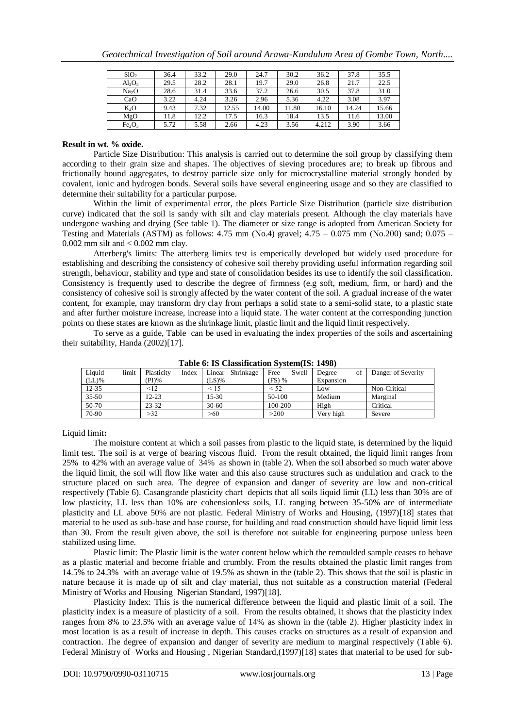| $SiO_2$ | 36.4 | 33.2 | 29.0 | 24.7 | 30.2 | 36.2 | 37.8 | 35.5 |
|---|---|---|---|---|---|---|---|---|
| $Al_2O_3$ | 29.5 | 28.2 | 28.1 | 19.7 | 29.0 | 26.8 | 21.7 | 22.5 |
| $Na_2O$ | 28.6 | 31.4 | 33.6 | 37.2 | 26.6 | 30.5 | 37.8 | 31.0 |
| CaO | 3.22 | 4.24 | 3.26 | 2.96 | 5.36 | 4.22 | 3.08 | 3.97 |
| $K_2O$ | 9.43 | 7.32 | 12.55 | 14.00 | 11.80 | 16.10 | 14.24 | 15.66 |
| MgO | 11.8 | 12.2 | 17.5 | 16.3 | 18.4 | 13.5 | 11.6 | 13.00 |
| $Fe_2O_3$ | 5.72 | 5.58 | 2.66 | 4.23 | 3.56 | 4.212 | 3.90 | 3.66 |

**Result in wt. % oxide.**

Particle Size Distribution: This analysis is carried out to determine the soil group by classifying them according to their grain size and shapes. The objectives of sieving procedures are; to break up fibrous and frictionally bound aggregates, to destroy particle size only for microcrystalline material strongly bonded by covalent, ionic and hydrogen bonds. Several soils have several engineering usage and so they are classified to determine their suitability for a particular purpose.

Within the limit of experimental error, the plots Particle Size Distribution (particle size distribution curve) indicated that the soil is sandy with silt and clay materials present. Although the clay materials have undergone washing and drying (See table 1). The diameter or size range is adopted from American Society for Testing and Materials (ASTM) as follows: 4.75 mm (No.4) gravel; 4.75 – 0.075 mm (No.200) sand; 0.075 – 0.002 mm silt and < 0.002 mm clay.

Atterberg's limits: The atterberg limits test is emperically developed but widely used procedure for establishing and describing the consistency of cohesive soil thereby providing useful information regarding soil strength, behaviour, stability and type and state of consolidation besides its use to identify the soil classification. Consistency is frequently used to describe the degree of firmness (e.g soft, medium, firm, or hard) and the consistency of cohesive soil is strongly affected by the water content of the soil. A gradual increase of the water content, for example, may transform dry clay from perhaps a solid state to a semi-solid state, to a plastic state and after further moisture increase, increase into a liquid state. The water content at the corresponding junction points on these states are known as the shrinkage limit, plastic limit and the liquid limit respectively.

To serve as a guide, Table can be used in evaluating the index properties of the soils and ascertaining their suitability, Handa (2002)[17].

**Table 6: IS Classification System(IS: 1498)**

| Liquid limit (LL)% | Plasticity Index (PI)% | Linear Shrinkage (LS)% | Free Swell (FS) % | Degree of Expansion | Danger of Severity |
|---|---|---|---|---|---|
| 12-35 | <12 | < 15 | < 52 | Low | Non-Critical |
| 35-50 | 12-23 | 15-30 | 50-100 | Medium | Marginal |
| 50-70 | 23-32 | 30-60 | 100-200 | High | Critical |
| 70-90 | >32 | >60 | >200 | Very high | Severe |

Liquid limit**:**

The moisture content at which a soil passes from plastic to the liquid state, is determined by the liquid limit test. The soil is at verge of bearing viscous fluid. From the result obtained, the liquid limit ranges from 25% to 42% with an average value of 34% as shown in (table 2). When the soil absorbed so much water above the liquid limit, the soil will flow like water and this also cause structures such as undulation and crack to the structure placed on such area. The degree of expansion and danger of severity are low and non-critical respectively (Table 6). Casangrande plasticity chart depicts that all soils liquid limit (LL) less than 30% are of low plasticity, LL less than 10% are cohensionless soils, LL ranging between 35-50% are of intermediate plasticity and LL above 50% are not plastic. Federal Ministry of Works and Housing, (1997)[18] states that material to be used as sub-base and base course, for building and road construction should have liquid limit less than 30. From the result given above, the soil is therefore not suitable for engineering purpose unless been stabilized using lime.

Plastic limit: The Plastic limit is the water content below which the remoulded sample ceases to behave as a plastic material and become friable and crumbly. From the results obtained the plastic limit ranges from 14.5% to 24.3% with an average value of 19.5% as shown in the (table 2). This shows that the soil is plastic in nature because it is made up of silt and clay material, thus not suitable as a construction material (Federal Ministry of Works and Housing Nigerian Standard, 1997)[18].

Plasticity Index: This is the numerical difference between the liquid and plastic limit of a soil. The plasticity index is a measure of plasticity of a soil. From the results obtained, it shows that the plasticity index ranges from 8% to 23.5% with an average value of 14% as shown in the (table 2). Higher plasticity index in most location is as a result of increase in depth. This causes cracks on structures as a result of expansion and contraction. The degree of expansion and danger of severity are medium to marginal respectively (Table 6). Federal Ministry of Works and Housing , Nigerian Standard,(1997)[18] states that material to be used for sub-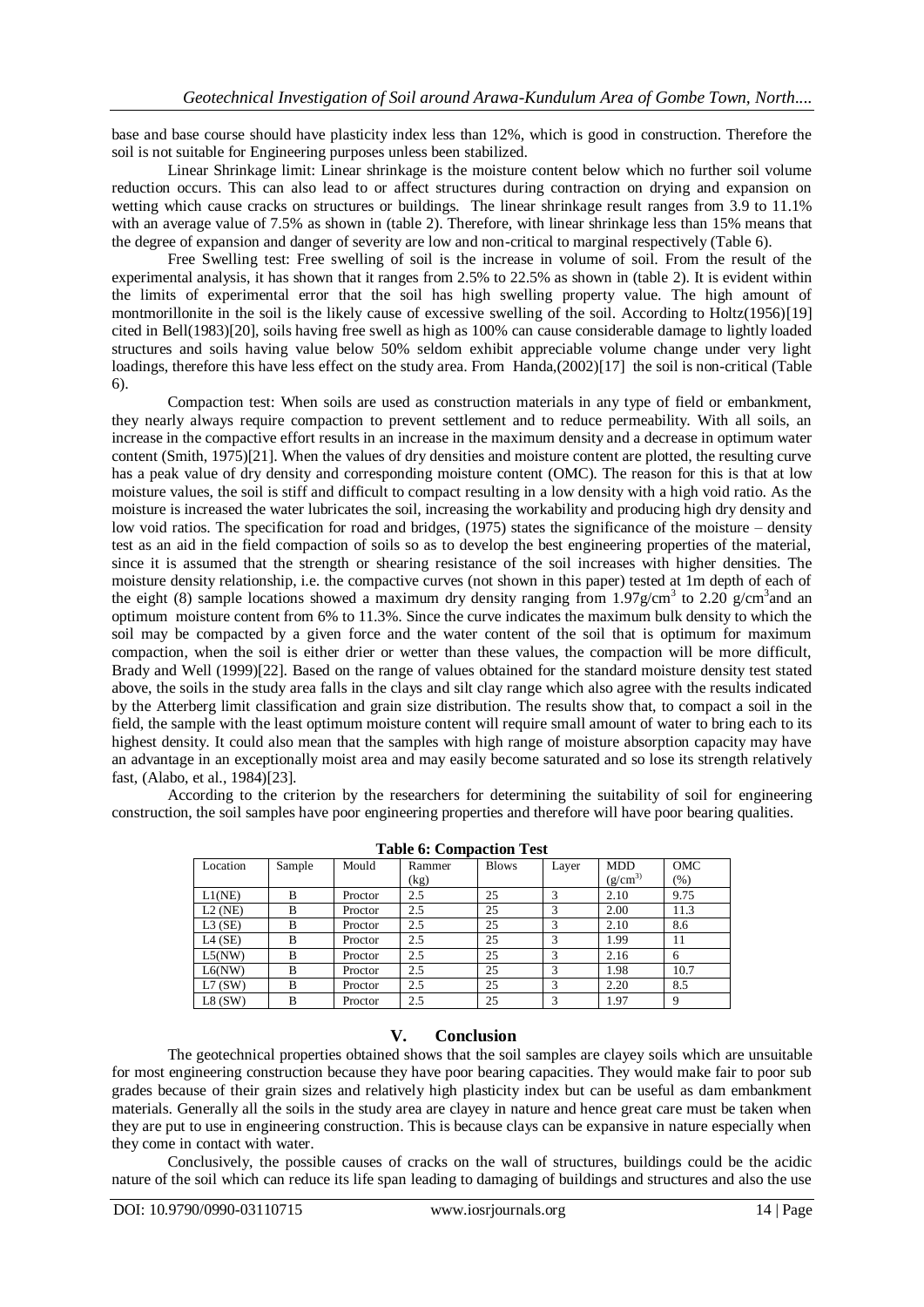base and base course should have plasticity index less than 12%, which is good in construction. Therefore the soil is not suitable for Engineering purposes unless been stabilized.

Linear Shrinkage limit: Linear shrinkage is the moisture content below which no further soil volume reduction occurs. This can also lead to or affect structures during contraction on drying and expansion on wetting which cause cracks on structures or buildings. The linear shrinkage result ranges from 3.9 to 11.1% with an average value of 7.5% as shown in (table 2). Therefore, with linear shrinkage less than 15% means that the degree of expansion and danger of severity are low and non-critical to marginal respectively (Table 6).

Free Swelling test: Free swelling of soil is the increase in volume of soil. From the result of the experimental analysis, it has shown that it ranges from 2.5% to 22.5% as shown in (table 2). It is evident within the limits of experimental error that the soil has high swelling property value. The high amount of montmorillonite in the soil is the likely cause of excessive swelling of the soil. According to Holtz(1956)[19] cited in Bell(1983)[20], soils having free swell as high as 100% can cause considerable damage to lightly loaded structures and soils having value below 50% seldom exhibit appreciable volume change under very light loadings, therefore this have less effect on the study area. From Handa,(2002)[17] the soil is non-critical (Table 6).

Compaction test: When soils are used as construction materials in any type of field or embankment, they nearly always require compaction to prevent settlement and to reduce permeability. With all soils, an increase in the compactive effort results in an increase in the maximum density and a decrease in optimum water content (Smith, 1975)[21]. When the values of dry densities and moisture content are plotted, the resulting curve has a peak value of dry density and corresponding moisture content (OMC). The reason for this is that at low moisture values, the soil is stiff and difficult to compact resulting in a low density with a high void ratio. As the moisture is increased the water lubricates the soil, increasing the workability and producing high dry density and low void ratios. The specification for road and bridges, (1975) states the significance of the moisture – density test as an aid in the field compaction of soils so as to develop the best engineering properties of the material, since it is assumed that the strength or shearing resistance of the soil increases with higher densities. The moisture density relationship, i.e. the compactive curves (not shown in this paper) tested at 1m depth of each of the eight (8) sample locations showed a maximum dry density ranging from 1.97g/cm$^3$ to 2.20 g/cm$^3$and an optimum moisture content from 6% to 11.3%. Since the curve indicates the maximum bulk density to which the soil may be compacted by a given force and the water content of the soil that is optimum for maximum compaction, when the soil is either drier or wetter than these values, the compaction will be more difficult, Brady and Well (1999)[22]. Based on the range of values obtained for the standard moisture density test stated above, the soils in the study area falls in the clays and silt clay range which also agree with the results indicated by the Atterberg limit classification and grain size distribution. The results show that, to compact a soil in the field, the sample with the least optimum moisture content will require small amount of water to bring each to its highest density. It could also mean that the samples with high range of moisture absorption capacity may have an advantage in an exceptionally moist area and may easily become saturated and so lose its strength relatively fast, (Alabo, et al., 1984)[23].

According to the criterion by the researchers for determining the suitability of soil for engineering construction, the soil samples have poor engineering properties and therefore will have poor bearing qualities.

**Table 6: Compaction Test**

| Location | Sample | Mould | Rammer (kg) | Blows | Layer | MDD (g/cm$^3$) | OMC (%) |
|---|---|---|---|---|---|---|---|
| L1(NE) | B | Proctor | 2.5 | 25 | 3 | 2.10 | 9.75 |
| L2 (NE) | B | Proctor | 2.5 | 25 | 3 | 2.00 | 11.3 |
| L3 (SE) | B | Proctor | 2.5 | 25 | 3 | 2.10 | 8.6 |
| L4 (SE) | B | Proctor | 2.5 | 25 | 3 | 1.99 | 11 |
| L5(NW) | B | Proctor | 2.5 | 25 | 3 | 2.16 | 6 |
| L6(NW) | B | Proctor | 2.5 | 25 | 3 | 1.98 | 10.7 |
| L7 (SW) | B | Proctor | 2.5 | 25 | 3 | 2.20 | 8.5 |
| L8 (SW) | B | Proctor | 2.5 | 25 | 3 | 1.97 | 9 |

## V. Conclusion

The geotechnical properties obtained shows that the soil samples are clayey soils which are unsuitable for most engineering construction because they have poor bearing capacities. They would make fair to poor sub grades because of their grain sizes and relatively high plasticity index but can be useful as dam embankment materials. Generally all the soils in the study area are clayey in nature and hence great care must be taken when they are put to use in engineering construction. This is because clays can be expansive in nature especially when they come in contact with water.

Conclusively, the possible causes of cracks on the wall of structures, buildings could be the acidic nature of the soil which can reduce its life span leading to damaging of buildings and structures and also the use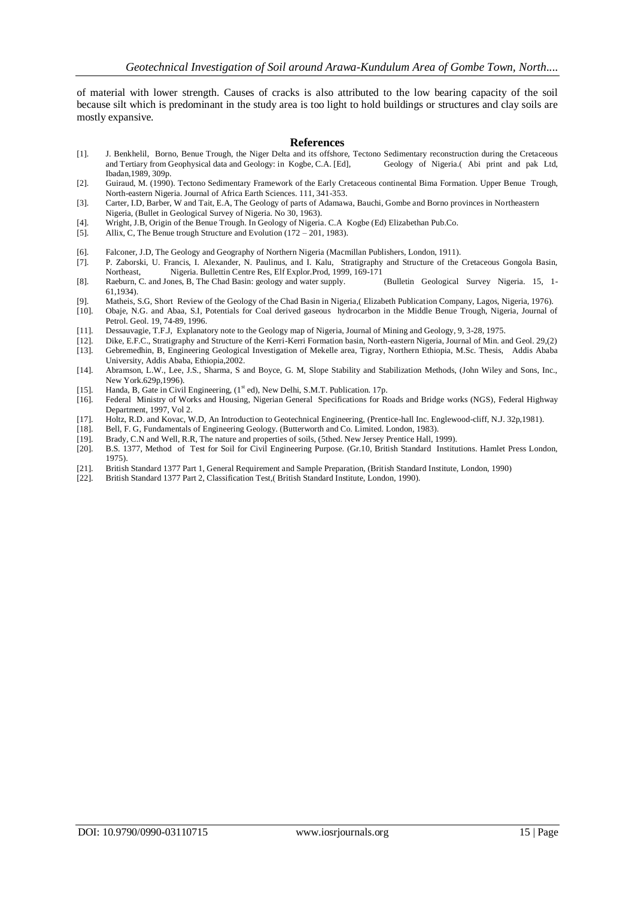of material with lower strength. Causes of cracks is also attributed to the low bearing capacity of the soil because silt which is predominant in the study area is too light to hold buildings or structures and clay soils are mostly expansive.

## References

[1]. J. Benkhelil, Borno, Benue Trough, the Niger Delta and its offshore, Tectono Sedimentary reconstruction during the Cretaceous and Tertiary from Geophysical data and Geology: in Kogbe, C.A. [Ed], Geology of Nigeria.( Abi print and pak Ltd, Ibadan,1989, 309p.

[2]. Guiraud, M. (1990). Tectono Sedimentary Framework of the Early Cretaceous continental Bima Formation. Upper Benue Trough, North-eastern Nigeria. Journal of Africa Earth Sciences. 111, 341-353.

[3]. Carter, I.D, Barber, W and Tait, E.A, The Geology of parts of Adamawa, Bauchi, Gombe and Borno provinces in Northeastern Nigeria, (Bullet in Geological Survey of Nigeria. No 30, 1963).

[4]. Wright, J.B, Origin of the Benue Trough. In Geology of Nigeria. C.A Kogbe (Ed) Elizabethan Pub.Co.

[5]. Allix, C, The Benue trough Structure and Evolution (172 – 201, 1983).

[6]. Falconer, J.D, The Geology and Geography of Northern Nigeria (Macmillan Publishers, London, 1911).

[7]. P. Zaborski, U. Francis, I. Alexander, N. Paulinus, and I. Kalu, Stratigraphy and Structure of the Cretaceous Gongola Basin, Northeast, Nigeria. Bullettin Centre Res, Elf Explor.Prod, 1999, 169-171

[8]. Raeburn, C. and Jones, B, The Chad Basin: geology and water supply. (Bulletin Geological Survey Nigeria. 15, 1-61,1934).

[9]. Matheis, S.G, Short Review of the Geology of the Chad Basin in Nigeria,( Elizabeth Publication Company, Lagos, Nigeria, 1976).

[10]. Obaje, N.G. and Abaa, S.I, Potentials for Coal derived gaseous hydrocarbon in the Middle Benue Trough, Nigeria, Journal of Petrol. Geol. 19, 74-89, 1996.

[11]. Dessauvagie, T.F.J, Explanatory note to the Geology map of Nigeria, Journal of Mining and Geology, 9, 3-28, 1975.

[12]. Dike, E.F.C., Stratigraphy and Structure of the Kerri-Kerri Formation basin, North-eastern Nigeria, Journal of Min. and Geol. 29,(2)

[13]. Gebremedhin, B, Engineering Geological Investigation of Mekelle area, Tigray, Northern Ethiopia, M.Sc. Thesis, Addis Ababa University, Addis Ababa, Ethiopia,2002.

[14]. Abramson, L.W., Lee, J.S., Sharma, S and Boyce, G. M, Slope Stability and Stabilization Methods, (John Wiley and Sons, Inc., New York.629p,1996).

[15]. Handa, B, Gate in Civil Engineering, (1st ed), New Delhi, S.M.T. Publication. 17p.

[16]. Federal Ministry of Works and Housing, Nigerian General Specifications for Roads and Bridge works (NGS), Federal Highway Department, 1997, Vol 2.

[17]. Holtz, R.D. and Kovac, W.D, An Introduction to Geotechnical Engineering, (Prentice-hall Inc. Englewood-cliff, N.J. 32p,1981).

[18]. Bell, F. G, Fundamentals of Engineering Geology. (Butterworth and Co. Limited. London, 1983).

[19]. Brady, C.N and Well, R.R, The nature and properties of soils, (5thed. New Jersey Prentice Hall, 1999).

[20]. B.S. 1377, Method of Test for Soil for Civil Engineering Purpose. (Gr.10, British Standard Institutions. Hamlet Press London, 1975).

[21]. British Standard 1377 Part 1, General Requirement and Sample Preparation, (British Standard Institute, London, 1990)

[22]. British Standard 1377 Part 2, Classification Test,( British Standard Institute, London, 1990).